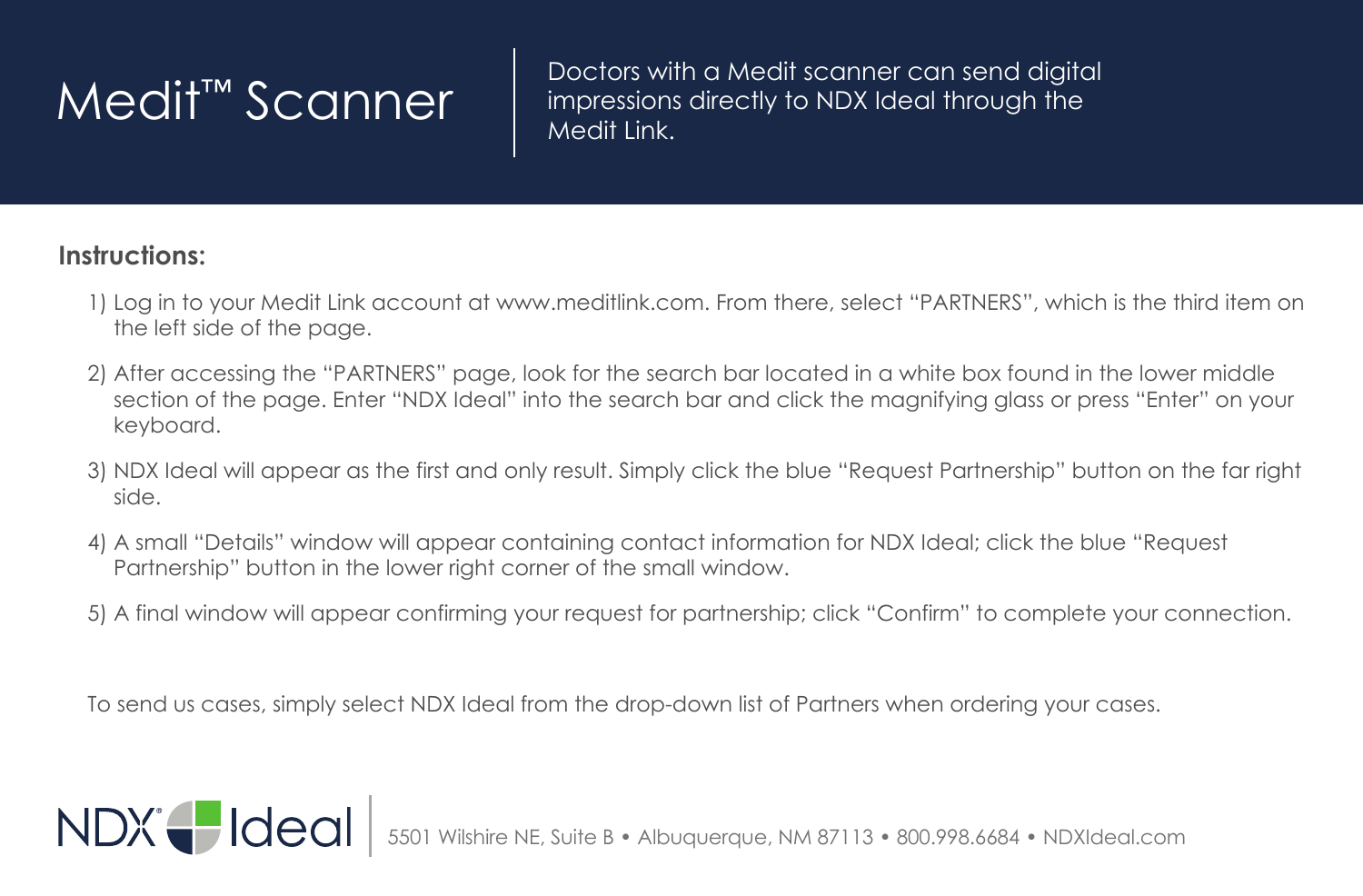# Medit™ Scanner

Doctors with a Medit scanner can send digital impressions directly to NDX Ideal through the Medit Link.

**Instructions:**

1) Log in to your Medit Link account at www.meditlink.com. From there, select "PARTNERS", which is the third item on the left side of the page.
2) After accessing the "PARTNERS" page, look for the search bar located in a white box found in the lower middle section of the page. Enter "NDX Ideal" into the search bar and click the magnifying glass or press "Enter" on your keyboard.
3) NDX Ideal will appear as the first and only result. Simply click the blue "Request Partnership" button on the far right side.
4) A small "Details" window will appear containing contact information for NDX Ideal; click the blue "Request Partnership" button in the lower right corner of the small window.
5) A final window will appear confirming your request for partnership; click "Confirm" to complete your connection.

To send us cases, simply select NDX Ideal from the drop-down list of Partners when ordering your cases.

NDX Ideal | 5501 Wilshire NE, Suite B • Albuquerque, NM 87113 • 800.998.6684 • NDXIdeal.com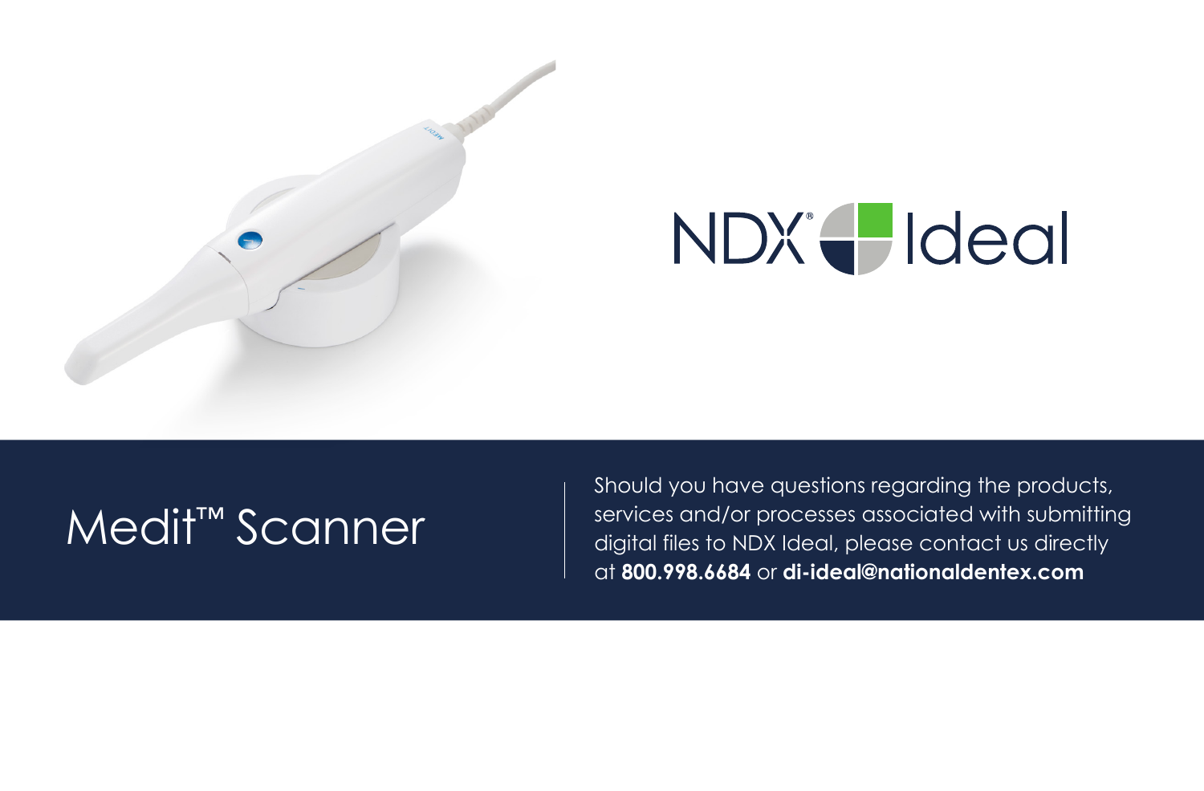NDX® Ideal

# Medit™ Scanner

Should you have questions regarding the products, services and/or processes associated with submitting digital files to NDX Ideal, please contact us directly at **800.998.6684** or **di-ideal@nationaldentex.com**